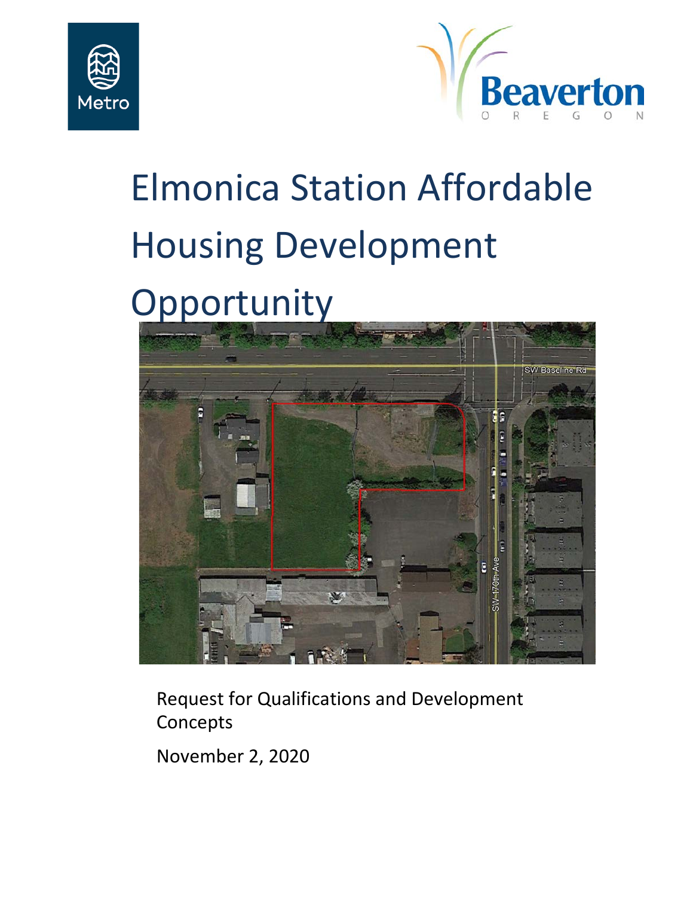Metro

Beaverton
OREGON

# Elmonica Station Affordable Housing Development Opportunity

SW Baseline Rd

SW 170th Ave

Request for Qualifications and Development Concepts

November 2, 2020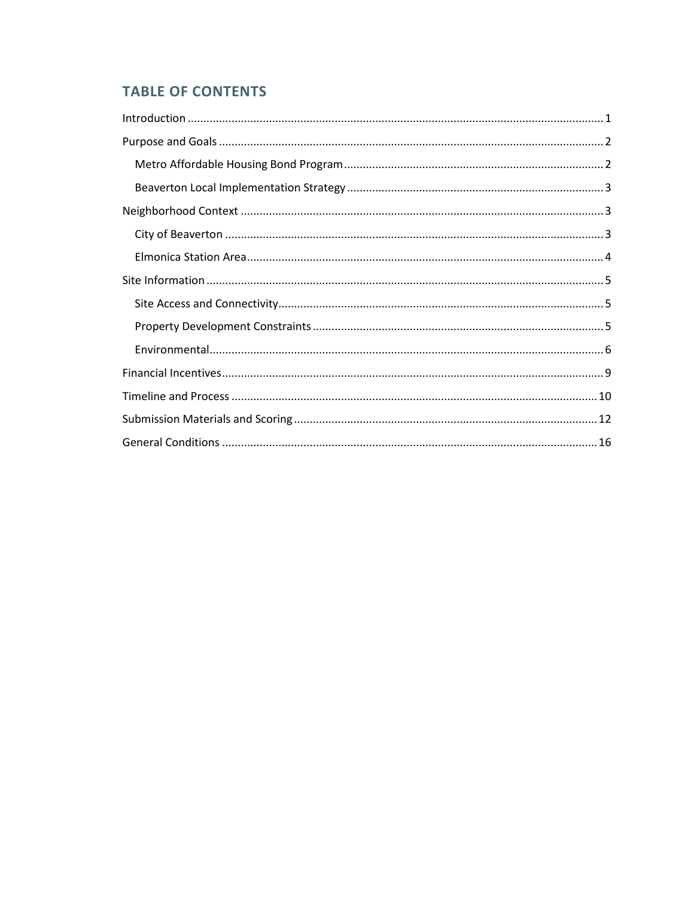## TABLE OF CONTENTS

Introduction .......... 1

Purpose and Goals .......... 2

- Metro Affordable Housing Bond Program .......... 2
- Beaverton Local Implementation Strategy .......... 3

Neighborhood Context .......... 3

- City of Beaverton .......... 3
- Elmonica Station Area .......... 4

Site Information .......... 5

- Site Access and Connectivity .......... 5
- Property Development Constraints .......... 5
- Environmental .......... 6

Financial Incentives .......... 9

Timeline and Process .......... 10

Submission Materials and Scoring .......... 12

General Conditions .......... 16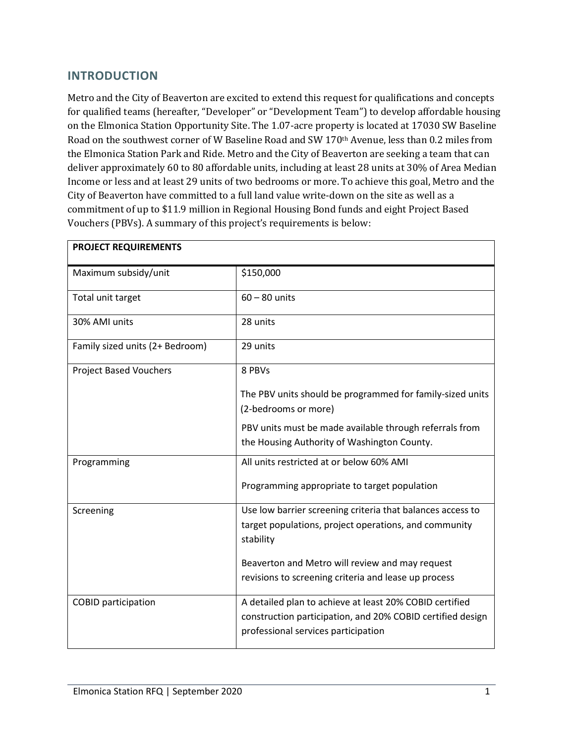## INTRODUCTION

Metro and the City of Beaverton are excited to extend this request for qualifications and concepts for qualified teams (hereafter, "Developer" or "Development Team") to develop affordable housing on the Elmonica Station Opportunity Site. The 1.07-acre property is located at 17030 SW Baseline Road on the southwest corner of W Baseline Road and SW 170th Avenue, less than 0.2 miles from the Elmonica Station Park and Ride. Metro and the City of Beaverton are seeking a team that can deliver approximately 60 to 80 affordable units, including at least 28 units at 30% of Area Median Income or less and at least 29 units of two bedrooms or more. To achieve this goal, Metro and the City of Beaverton have committed to a full land value write-down on the site as well as a commitment of up to $11.9 million in Regional Housing Bond funds and eight Project Based Vouchers (PBVs). A summary of this project's requirements is below:

| **PROJECT REQUIREMENTS** | |
|---|---|
| Maximum subsidy/unit | $150,000 |
| Total unit target | 60 – 80 units |
| 30% AMI units | 28 units |
| Family sized units (2+ Bedroom) | 29 units |
| Project Based Vouchers | 8 PBVs<br><br>The PBV units should be programmed for family-sized units (2-bedrooms or more)<br><br>PBV units must be made available through referrals from the Housing Authority of Washington County. |
| Programming | All units restricted at or below 60% AMI<br><br>Programming appropriate to target population |
| Screening | Use low barrier screening criteria that balances access to target populations, project operations, and community stability<br><br>Beaverton and Metro will review and may request revisions to screening criteria and lease up process |
| COBID participation | A detailed plan to achieve at least 20% COBID certified construction participation, and 20% COBID certified design professional services participation |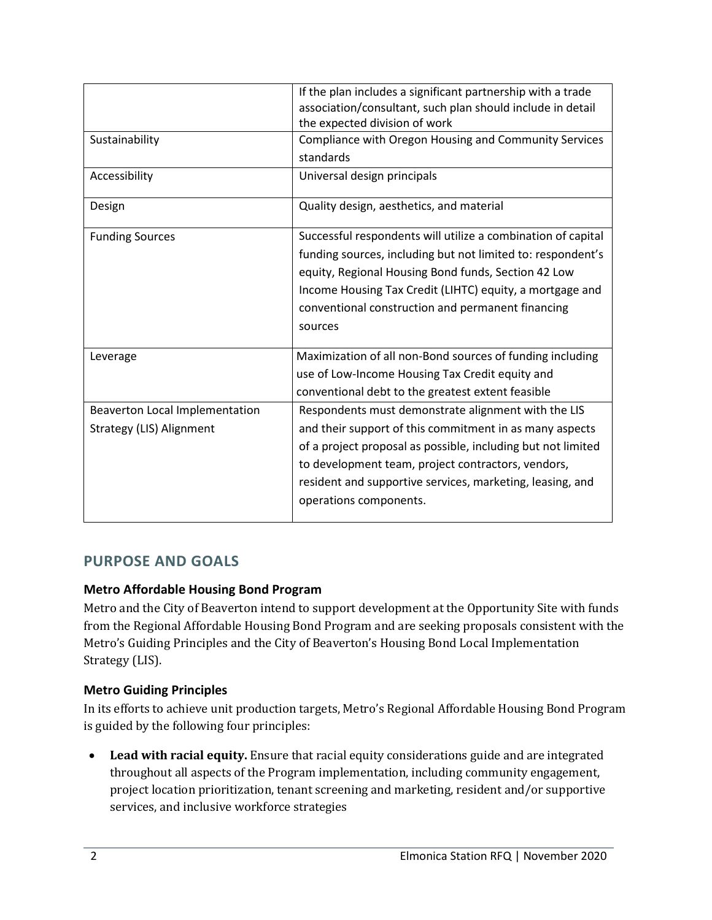| | |
|---|---|
| | If the plan includes a significant partnership with a trade association/consultant, such plan should include in detail the expected division of work |
| Sustainability | Compliance with Oregon Housing and Community Services standards |
| Accessibility | Universal design principals |
| Design | Quality design, aesthetics, and material |
| Funding Sources | Successful respondents will utilize a combination of capital funding sources, including but not limited to: respondent's equity, Regional Housing Bond funds, Section 42 Low Income Housing Tax Credit (LIHTC) equity, a mortgage and conventional construction and permanent financing sources |
| Leverage | Maximization of all non-Bond sources of funding including use of Low-Income Housing Tax Credit equity and conventional debt to the greatest extent feasible |
| Beaverton Local Implementation Strategy (LIS) Alignment | Respondents must demonstrate alignment with the LIS and their support of this commitment in as many aspects of a project proposal as possible, including but not limited to development team, project contractors, vendors, resident and supportive services, marketing, leasing, and operations components. |

## PURPOSE AND GOALS

### Metro Affordable Housing Bond Program

Metro and the City of Beaverton intend to support development at the Opportunity Site with funds from the Regional Affordable Housing Bond Program and are seeking proposals consistent with the Metro's Guiding Principles and the City of Beaverton's Housing Bond Local Implementation Strategy (LIS).

### Metro Guiding Principles

In its efforts to achieve unit production targets, Metro's Regional Affordable Housing Bond Program is guided by the following four principles:

- **Lead with racial equity.** Ensure that racial equity considerations guide and are integrated throughout all aspects of the Program implementation, including community engagement, project location prioritization, tenant screening and marketing, resident and/or supportive services, and inclusive workforce strategies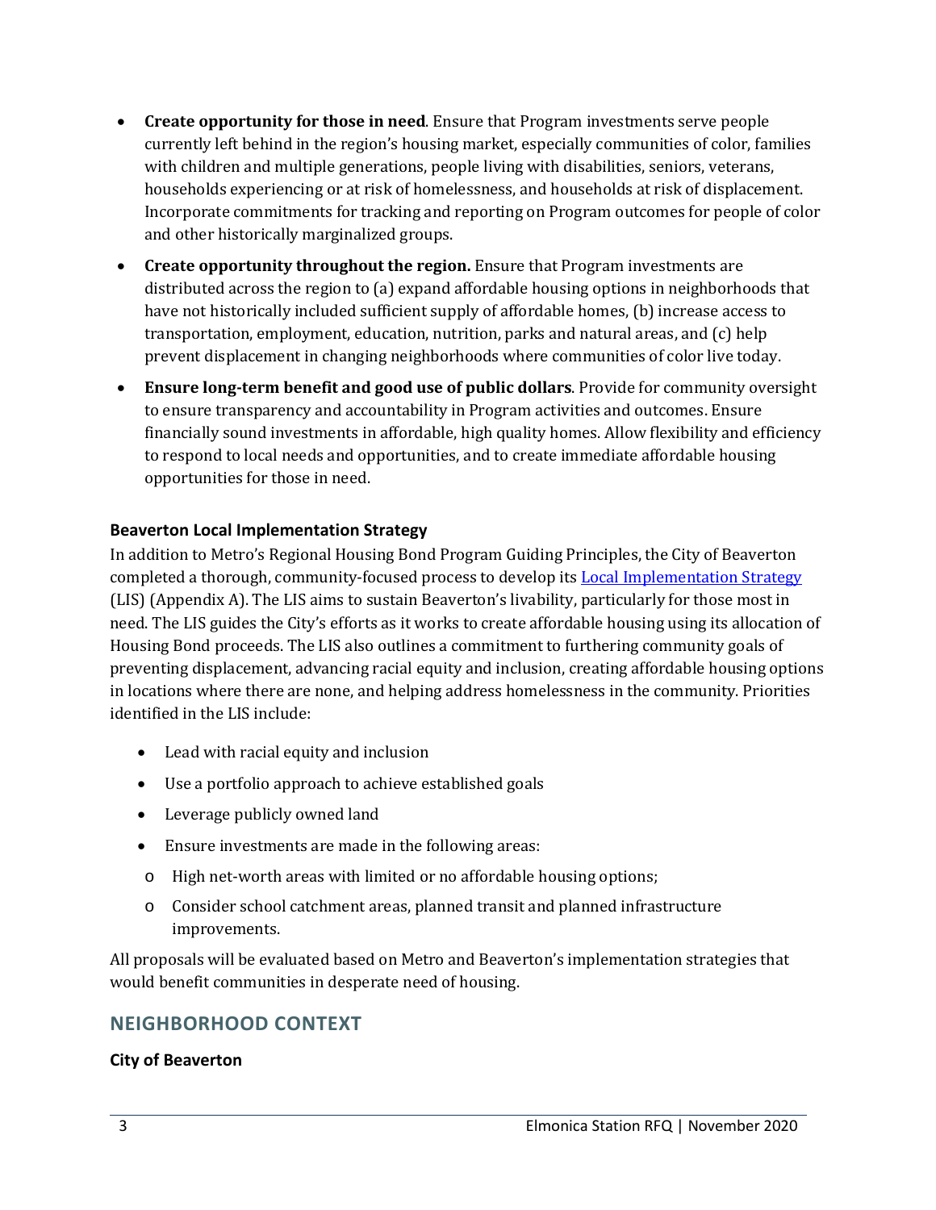- **Create opportunity for those in need**. Ensure that Program investments serve people currently left behind in the region's housing market, especially communities of color, families with children and multiple generations, people living with disabilities, seniors, veterans, households experiencing or at risk of homelessness, and households at risk of displacement. Incorporate commitments for tracking and reporting on Program outcomes for people of color and other historically marginalized groups.
- **Create opportunity throughout the region.** Ensure that Program investments are distributed across the region to (a) expand affordable housing options in neighborhoods that have not historically included sufficient supply of affordable homes, (b) increase access to transportation, employment, education, nutrition, parks and natural areas, and (c) help prevent displacement in changing neighborhoods where communities of color live today.
- **Ensure long-term benefit and good use of public dollars**. Provide for community oversight to ensure transparency and accountability in Program activities and outcomes. Ensure financially sound investments in affordable, high quality homes. Allow flexibility and efficiency to respond to local needs and opportunities, and to create immediate affordable housing opportunities for those in need.

### Beaverton Local Implementation Strategy

In addition to Metro's Regional Housing Bond Program Guiding Principles, the City of Beaverton completed a thorough, community-focused process to develop its Local Implementation Strategy (LIS) (Appendix A). The LIS aims to sustain Beaverton's livability, particularly for those most in need. The LIS guides the City's efforts as it works to create affordable housing using its allocation of Housing Bond proceeds. The LIS also outlines a commitment to furthering community goals of preventing displacement, advancing racial equity and inclusion, creating affordable housing options in locations where there are none, and helping address homelessness in the community. Priorities identified in the LIS include:

- Lead with racial equity and inclusion
- Use a portfolio approach to achieve established goals
- Leverage publicly owned land
- Ensure investments are made in the following areas:
  - High net-worth areas with limited or no affordable housing options;
  - Consider school catchment areas, planned transit and planned infrastructure improvements.

All proposals will be evaluated based on Metro and Beaverton's implementation strategies that would benefit communities in desperate need of housing.

## NEIGHBORHOOD CONTEXT

### City of Beaverton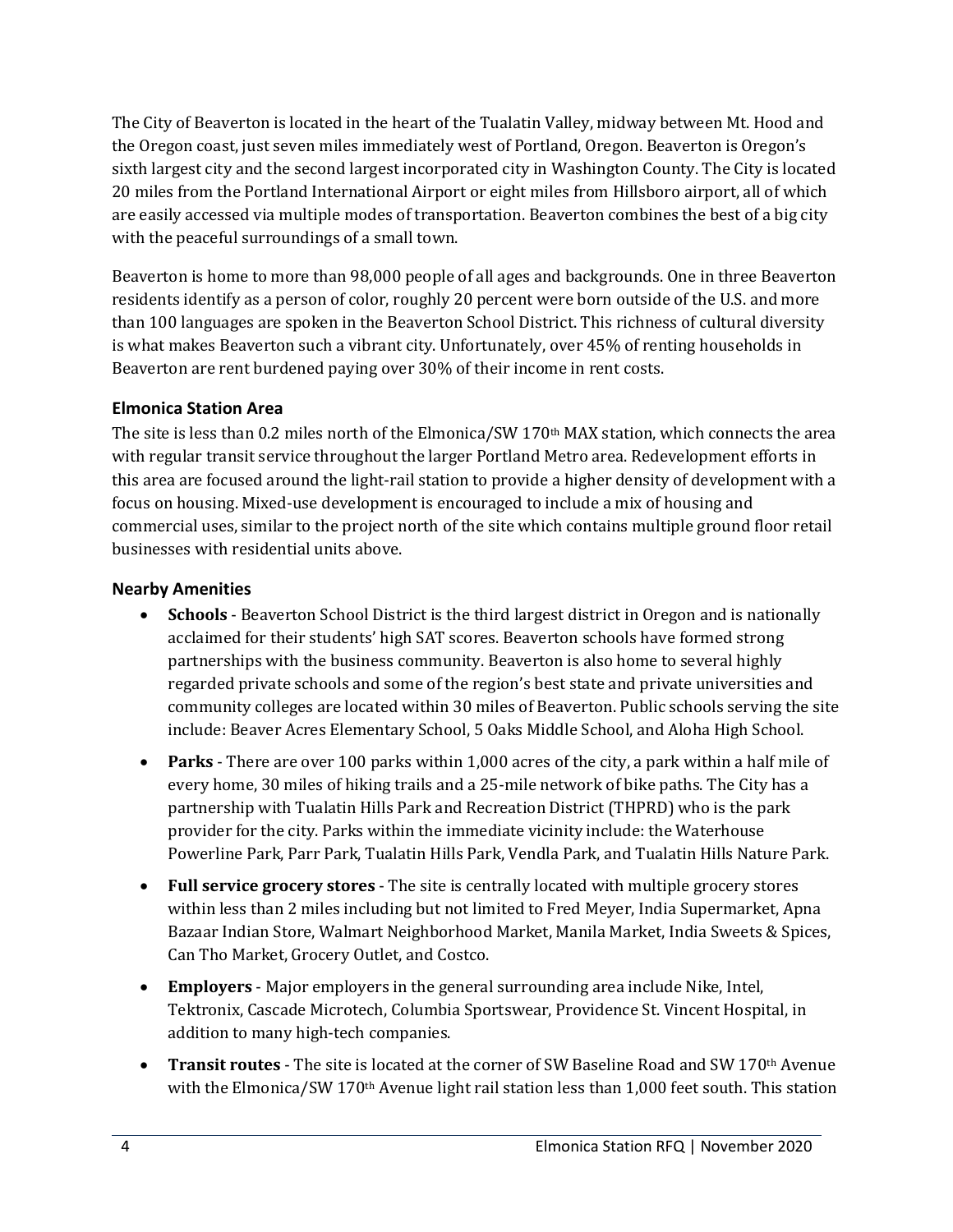The City of Beaverton is located in the heart of the Tualatin Valley, midway between Mt. Hood and the Oregon coast, just seven miles immediately west of Portland, Oregon. Beaverton is Oregon's sixth largest city and the second largest incorporated city in Washington County. The City is located 20 miles from the Portland International Airport or eight miles from Hillsboro airport, all of which are easily accessed via multiple modes of transportation. Beaverton combines the best of a big city with the peaceful surroundings of a small town.

Beaverton is home to more than 98,000 people of all ages and backgrounds. One in three Beaverton residents identify as a person of color, roughly 20 percent were born outside of the U.S. and more than 100 languages are spoken in the Beaverton School District. This richness of cultural diversity is what makes Beaverton such a vibrant city. Unfortunately, over 45% of renting households in Beaverton are rent burdened paying over 30% of their income in rent costs.

### Elmonica Station Area

The site is less than 0.2 miles north of the Elmonica/SW 170th MAX station, which connects the area with regular transit service throughout the larger Portland Metro area. Redevelopment efforts in this area are focused around the light-rail station to provide a higher density of development with a focus on housing. Mixed-use development is encouraged to include a mix of housing and commercial uses, similar to the project north of the site which contains multiple ground floor retail businesses with residential units above.

### Nearby Amenities

- **Schools** - Beaverton School District is the third largest district in Oregon and is nationally acclaimed for their students' high SAT scores. Beaverton schools have formed strong partnerships with the business community. Beaverton is also home to several highly regarded private schools and some of the region's best state and private universities and community colleges are located within 30 miles of Beaverton. Public schools serving the site include: Beaver Acres Elementary School, 5 Oaks Middle School, and Aloha High School.
- **Parks** - There are over 100 parks within 1,000 acres of the city, a park within a half mile of every home, 30 miles of hiking trails and a 25-mile network of bike paths. The City has a partnership with Tualatin Hills Park and Recreation District (THPRD) who is the park provider for the city. Parks within the immediate vicinity include: the Waterhouse Powerline Park, Parr Park, Tualatin Hills Park, Vendla Park, and Tualatin Hills Nature Park.
- **Full service grocery stores** - The site is centrally located with multiple grocery stores within less than 2 miles including but not limited to Fred Meyer, India Supermarket, Apna Bazaar Indian Store, Walmart Neighborhood Market, Manila Market, India Sweets & Spices, Can Tho Market, Grocery Outlet, and Costco.
- **Employers** - Major employers in the general surrounding area include Nike, Intel, Tektronix, Cascade Microtech, Columbia Sportswear, Providence St. Vincent Hospital, in addition to many high-tech companies.
- **Transit routes** - The site is located at the corner of SW Baseline Road and SW 170th Avenue with the Elmonica/SW 170th Avenue light rail station less than 1,000 feet south. This station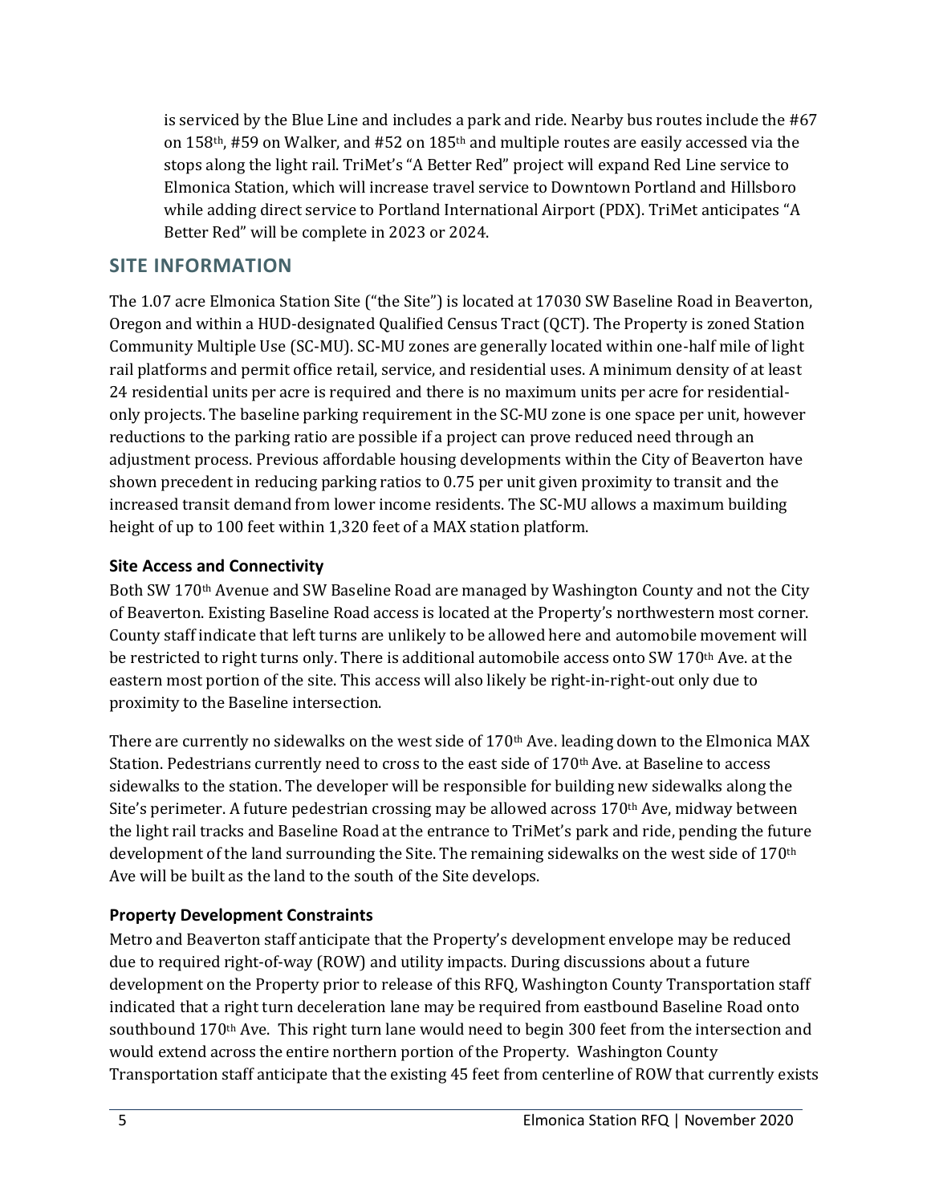is serviced by the Blue Line and includes a park and ride. Nearby bus routes include the #67 on 158th, #59 on Walker, and #52 on 185th and multiple routes are easily accessed via the stops along the light rail. TriMet's "A Better Red" project will expand Red Line service to Elmonica Station, which will increase travel service to Downtown Portland and Hillsboro while adding direct service to Portland International Airport (PDX). TriMet anticipates "A Better Red" will be complete in 2023 or 2024.

## SITE INFORMATION

The 1.07 acre Elmonica Station Site ("the Site") is located at 17030 SW Baseline Road in Beaverton, Oregon and within a HUD-designated Qualified Census Tract (QCT). The Property is zoned Station Community Multiple Use (SC-MU). SC-MU zones are generally located within one-half mile of light rail platforms and permit office retail, service, and residential uses. A minimum density of at least 24 residential units per acre is required and there is no maximum units per acre for residential-only projects. The baseline parking requirement in the SC-MU zone is one space per unit, however reductions to the parking ratio are possible if a project can prove reduced need through an adjustment process. Previous affordable housing developments within the City of Beaverton have shown precedent in reducing parking ratios to 0.75 per unit given proximity to transit and the increased transit demand from lower income residents. The SC-MU allows a maximum building height of up to 100 feet within 1,320 feet of a MAX station platform.

### Site Access and Connectivity

Both SW 170th Avenue and SW Baseline Road are managed by Washington County and not the City of Beaverton. Existing Baseline Road access is located at the Property's northwestern most corner. County staff indicate that left turns are unlikely to be allowed here and automobile movement will be restricted to right turns only. There is additional automobile access onto SW 170th Ave. at the eastern most portion of the site. This access will also likely be right-in-right-out only due to proximity to the Baseline intersection.

There are currently no sidewalks on the west side of 170th Ave. leading down to the Elmonica MAX Station. Pedestrians currently need to cross to the east side of 170th Ave. at Baseline to access sidewalks to the station. The developer will be responsible for building new sidewalks along the Site's perimeter. A future pedestrian crossing may be allowed across 170th Ave, midway between the light rail tracks and Baseline Road at the entrance to TriMet's park and ride, pending the future development of the land surrounding the Site. The remaining sidewalks on the west side of 170th Ave will be built as the land to the south of the Site develops.

### Property Development Constraints

Metro and Beaverton staff anticipate that the Property's development envelope may be reduced due to required right-of-way (ROW) and utility impacts. During discussions about a future development on the Property prior to release of this RFQ, Washington County Transportation staff indicated that a right turn deceleration lane may be required from eastbound Baseline Road onto southbound 170th Ave. This right turn lane would need to begin 300 feet from the intersection and would extend across the entire northern portion of the Property. Washington County Transportation staff anticipate that the existing 45 feet from centerline of ROW that currently exists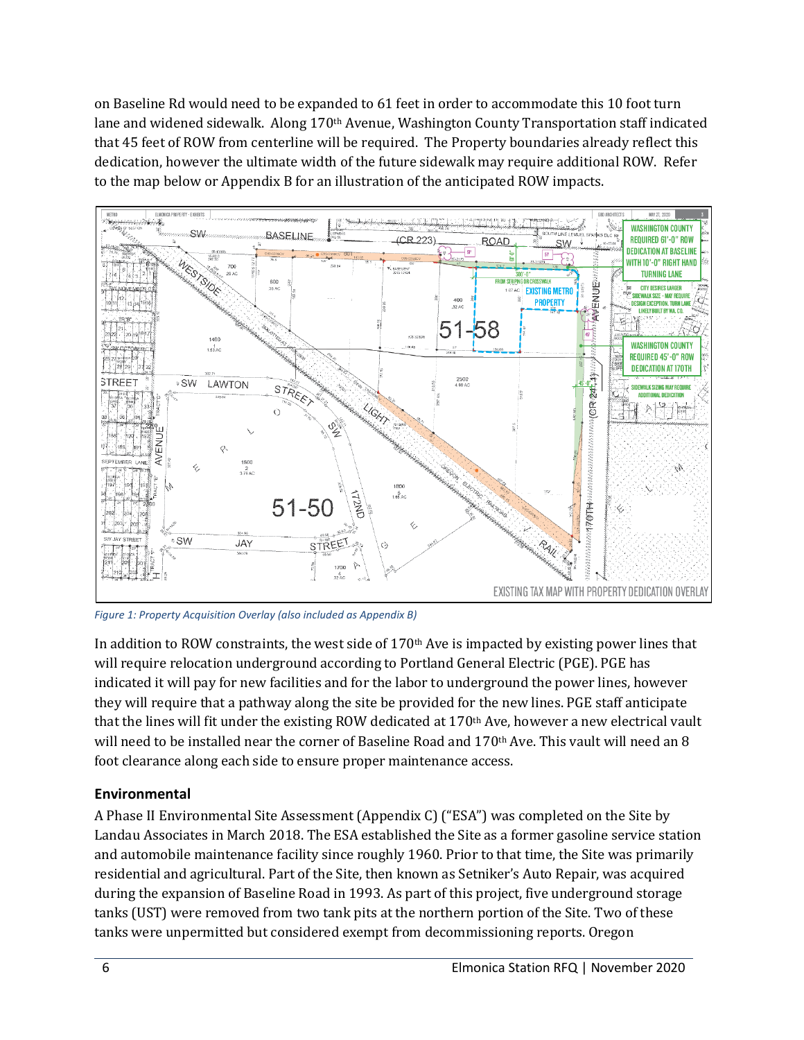on Baseline Rd would need to be expanded to 61 feet in order to accommodate this 10 foot turn lane and widened sidewalk. Along 170th Avenue, Washington County Transportation staff indicated that 45 feet of ROW from centerline will be required. The Property boundaries already reflect this dedication, however the ultimate width of the future sidewalk may require additional ROW. Refer to the map below or Appendix B for an illustration of the anticipated ROW impacts.

WASHINGTON COUNTY REQUIRED 61'-0" ROW DEDICATION AT BASELINE WITH 10'-0" RIGHT HAND TURNING LANE

CITY DESIRES LARGER SIDEWALK SIZE - MAY REQUIRE DESIGN EXCEPTION. TURN LANE LIKELY BUILT BY WA. CO.

EXISTING METRO PROPERTY

WASHINGTON COUNTY REQUIRED 45'-0" ROW DEDICATION AT 170TH

SIDEWALK SIZING MAY REQUIRE ADDITIONAL DEDICATION

51-58

51-50

EXISTING TAX MAP WITH PROPERTY DEDICATION OVERLAY

*Figure 1: Property Acquisition Overlay (also included as Appendix B)*

In addition to ROW constraints, the west side of 170th Ave is impacted by existing power lines that will require relocation underground according to Portland General Electric (PGE). PGE has indicated it will pay for new facilities and for the labor to underground the power lines, however they will require that a pathway along the site be provided for the new lines. PGE staff anticipate that the lines will fit under the existing ROW dedicated at 170th Ave, however a new electrical vault will need to be installed near the corner of Baseline Road and 170th Ave. This vault will need an 8 foot clearance along each side to ensure proper maintenance access.

### Environmental

A Phase II Environmental Site Assessment (Appendix C) ("ESA") was completed on the Site by Landau Associates in March 2018. The ESA established the Site as a former gasoline service station and automobile maintenance facility since roughly 1960. Prior to that time, the Site was primarily residential and agricultural. Part of the Site, then known as Setniker's Auto Repair, was acquired during the expansion of Baseline Road in 1993. As part of this project, five underground storage tanks (UST) were removed from two tank pits at the northern portion of the Site. Two of these tanks were unpermitted but considered exempt from decommissioning reports. Oregon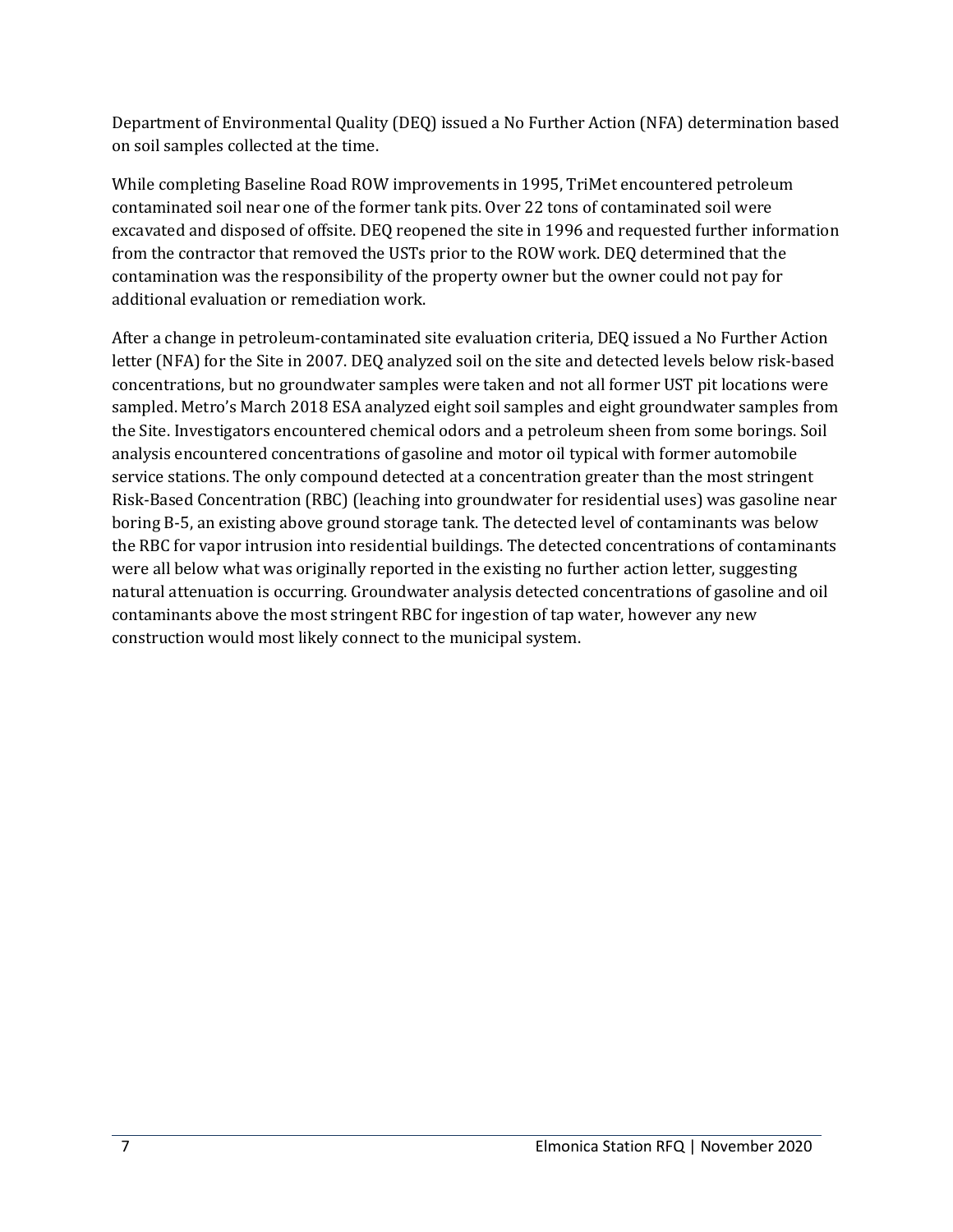Department of Environmental Quality (DEQ) issued a No Further Action (NFA) determination based on soil samples collected at the time.

While completing Baseline Road ROW improvements in 1995, TriMet encountered petroleum contaminated soil near one of the former tank pits. Over 22 tons of contaminated soil were excavated and disposed of offsite. DEQ reopened the site in 1996 and requested further information from the contractor that removed the USTs prior to the ROW work. DEQ determined that the contamination was the responsibility of the property owner but the owner could not pay for additional evaluation or remediation work.

After a change in petroleum-contaminated site evaluation criteria, DEQ issued a No Further Action letter (NFA) for the Site in 2007. DEQ analyzed soil on the site and detected levels below risk-based concentrations, but no groundwater samples were taken and not all former UST pit locations were sampled. Metro's March 2018 ESA analyzed eight soil samples and eight groundwater samples from the Site. Investigators encountered chemical odors and a petroleum sheen from some borings. Soil analysis encountered concentrations of gasoline and motor oil typical with former automobile service stations. The only compound detected at a concentration greater than the most stringent Risk-Based Concentration (RBC) (leaching into groundwater for residential uses) was gasoline near boring B-5, an existing above ground storage tank. The detected level of contaminants was below the RBC for vapor intrusion into residential buildings. The detected concentrations of contaminants were all below what was originally reported in the existing no further action letter, suggesting natural attenuation is occurring. Groundwater analysis detected concentrations of gasoline and oil contaminants above the most stringent RBC for ingestion of tap water, however any new construction would most likely connect to the municipal system.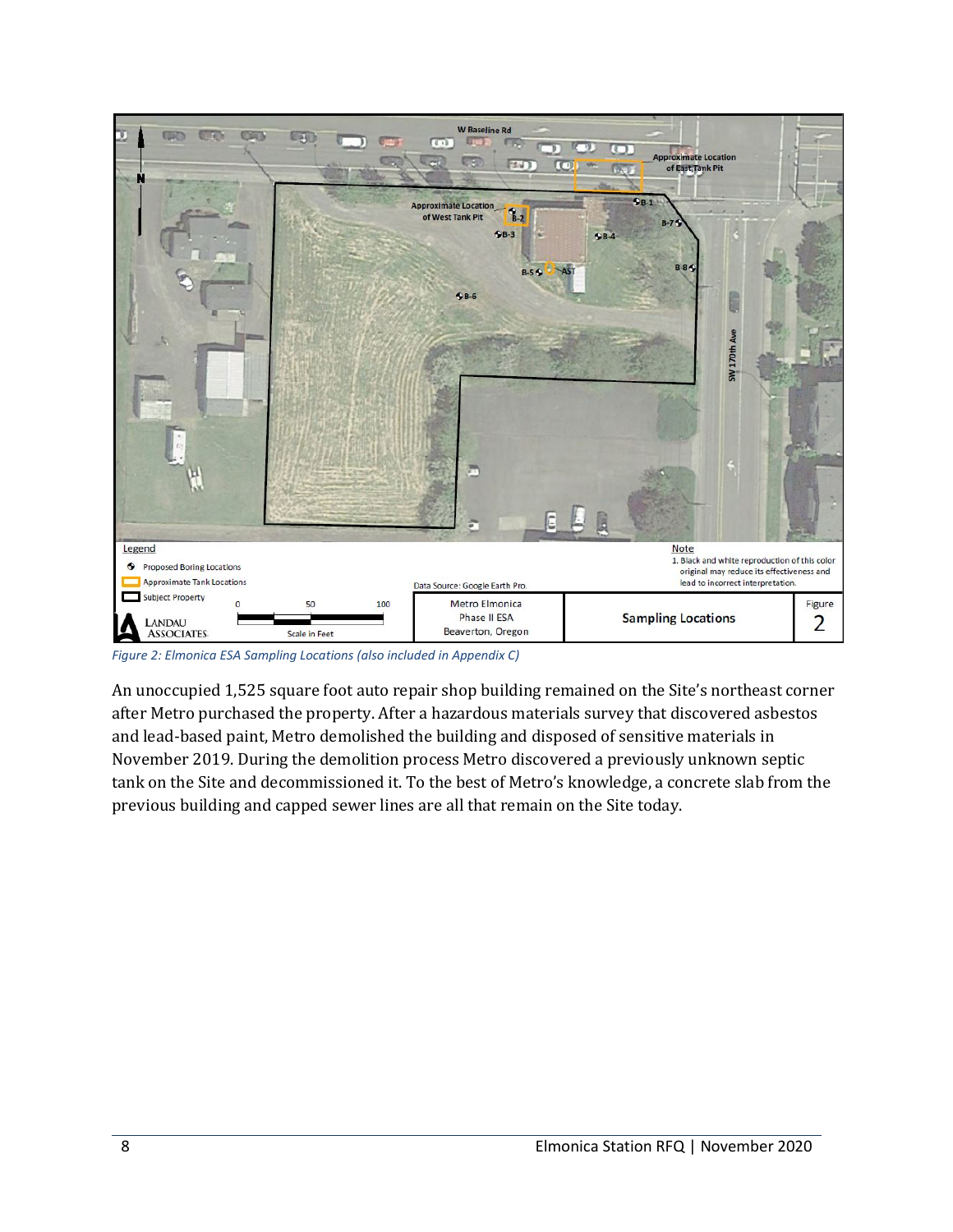W Baseline Rd

Approximate Location of East Tank Pit

Approximate Location of West Tank Pit

B-1

B-2

B-3

B-4

B-5

AST

B-6

B-7

B-8

SW 170th Ave

N

Legend

Proposed Boring Locations

Approximate Tank Locations

Subject Property

0 50 100

Scale in Feet

Data Source: Google Earth Pro.

Note

1. Black and white reproduction of this color original may reduce its effectiveness and lead to incorrect interpretation.

LANDAU ASSOCIATES

Metro Elmonica
Phase II ESA
Beaverton, Oregon

Sampling Locations

Figure 2

*Figure 2: Elmonica ESA Sampling Locations (also included in Appendix C)*

An unoccupied 1,525 square foot auto repair shop building remained on the Site's northeast corner after Metro purchased the property. After a hazardous materials survey that discovered asbestos and lead-based paint, Metro demolished the building and disposed of sensitive materials in November 2019. During the demolition process Metro discovered a previously unknown septic tank on the Site and decommissioned it. To the best of Metro's knowledge, a concrete slab from the previous building and capped sewer lines are all that remain on the Site today.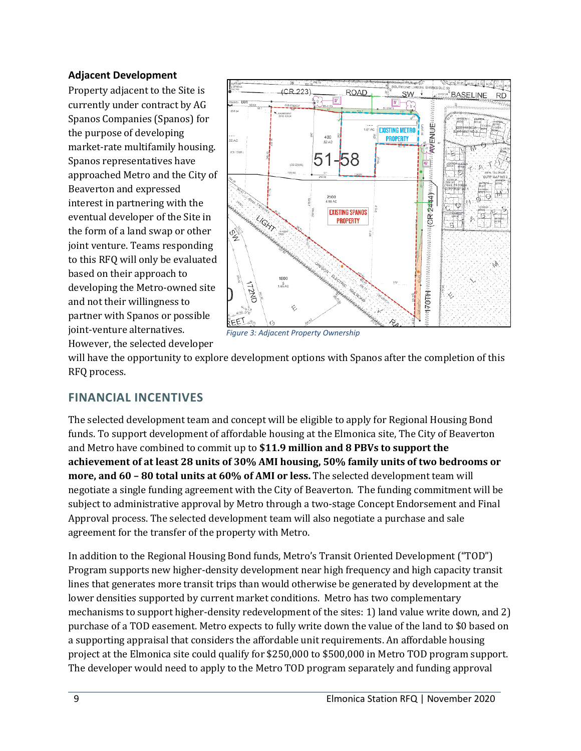**Adjacent Development**

Property adjacent to the Site is currently under contract by AG Spanos Companies (Spanos) for the purpose of developing market-rate multifamily housing. Spanos representatives have approached Metro and the City of Beaverton and expressed interest in partnering with the eventual developer of the Site in the form of a land swap or other joint venture. Teams responding to this RFQ will only be evaluated based on their approach to developing the Metro-owned site and not their willingness to partner with Spanos or possible joint-venture alternatives. However, the selected developer will have the opportunity to explore development options with Spanos after the completion of this RFQ process.

*Figure 3: Adjacent Property Ownership*

## FINANCIAL INCENTIVES

The selected development team and concept will be eligible to apply for Regional Housing Bond funds. To support development of affordable housing at the Elmonica site, The City of Beaverton and Metro have combined to commit up to **$11.9 million and 8 PBVs to support the achievement of at least 28 units of 30% AMI housing, 50% family units of two bedrooms or more, and 60 – 80 total units at 60% of AMI or less.** The selected development team will negotiate a single funding agreement with the City of Beaverton. The funding commitment will be subject to administrative approval by Metro through a two-stage Concept Endorsement and Final Approval process. The selected development team will also negotiate a purchase and sale agreement for the transfer of the property with Metro.

In addition to the Regional Housing Bond funds, Metro's Transit Oriented Development ("TOD") Program supports new higher-density development near high frequency and high capacity transit lines that generates more transit trips than would otherwise be generated by development at the lower densities supported by current market conditions. Metro has two complementary mechanisms to support higher-density redevelopment of the sites: 1) land value write down, and 2) purchase of a TOD easement. Metro expects to fully write down the value of the land to $0 based on a supporting appraisal that considers the affordable unit requirements. An affordable housing project at the Elmonica site could qualify for $250,000 to $500,000 in Metro TOD program support. The developer would need to apply to the Metro TOD program separately and funding approval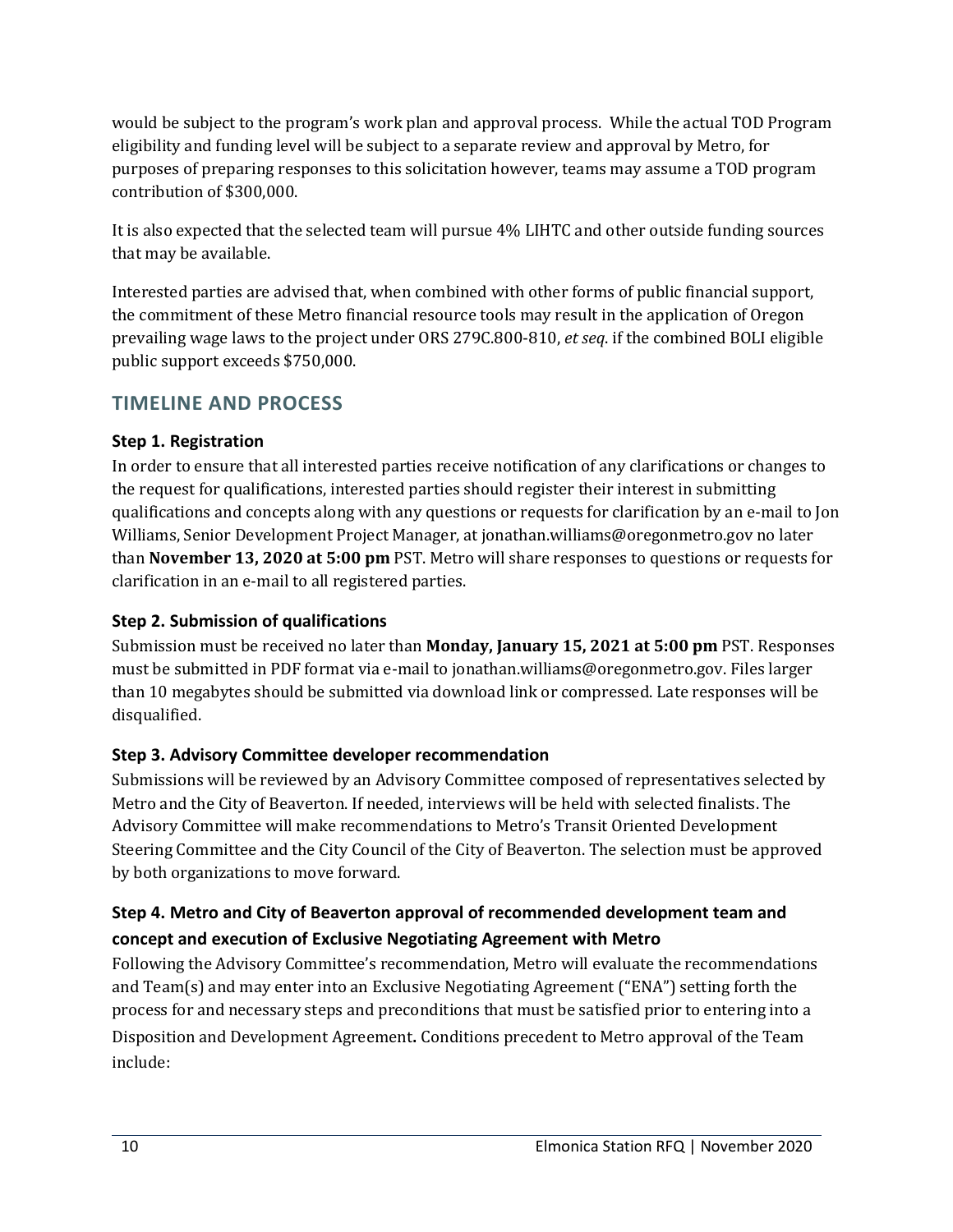would be subject to the program's work plan and approval process. While the actual TOD Program eligibility and funding level will be subject to a separate review and approval by Metro, for purposes of preparing responses to this solicitation however, teams may assume a TOD program contribution of $300,000.

It is also expected that the selected team will pursue 4% LIHTC and other outside funding sources that may be available.

Interested parties are advised that, when combined with other forms of public financial support, the commitment of these Metro financial resource tools may result in the application of Oregon prevailing wage laws to the project under ORS 279C.800-810, *et seq*. if the combined BOLI eligible public support exceeds $750,000.

## TIMELINE AND PROCESS

### Step 1. Registration

In order to ensure that all interested parties receive notification of any clarifications or changes to the request for qualifications, interested parties should register their interest in submitting qualifications and concepts along with any questions or requests for clarification by an e-mail to Jon Williams, Senior Development Project Manager, at jonathan.williams@oregonmetro.gov no later than **November 13, 2020 at 5:00 pm** PST. Metro will share responses to questions or requests for clarification in an e-mail to all registered parties.

### Step 2. Submission of qualifications

Submission must be received no later than **Monday, January 15, 2021 at 5:00 pm** PST. Responses must be submitted in PDF format via e-mail to jonathan.williams@oregonmetro.gov. Files larger than 10 megabytes should be submitted via download link or compressed. Late responses will be disqualified.

### Step 3. Advisory Committee developer recommendation

Submissions will be reviewed by an Advisory Committee composed of representatives selected by Metro and the City of Beaverton. If needed, interviews will be held with selected finalists. The Advisory Committee will make recommendations to Metro's Transit Oriented Development Steering Committee and the City Council of the City of Beaverton. The selection must be approved by both organizations to move forward.

### Step 4. Metro and City of Beaverton approval of recommended development team and concept and execution of Exclusive Negotiating Agreement with Metro

Following the Advisory Committee's recommendation, Metro will evaluate the recommendations and Team(s) and may enter into an Exclusive Negotiating Agreement ("ENA") setting forth the process for and necessary steps and preconditions that must be satisfied prior to entering into a Disposition and Development Agreement**.** Conditions precedent to Metro approval of the Team include: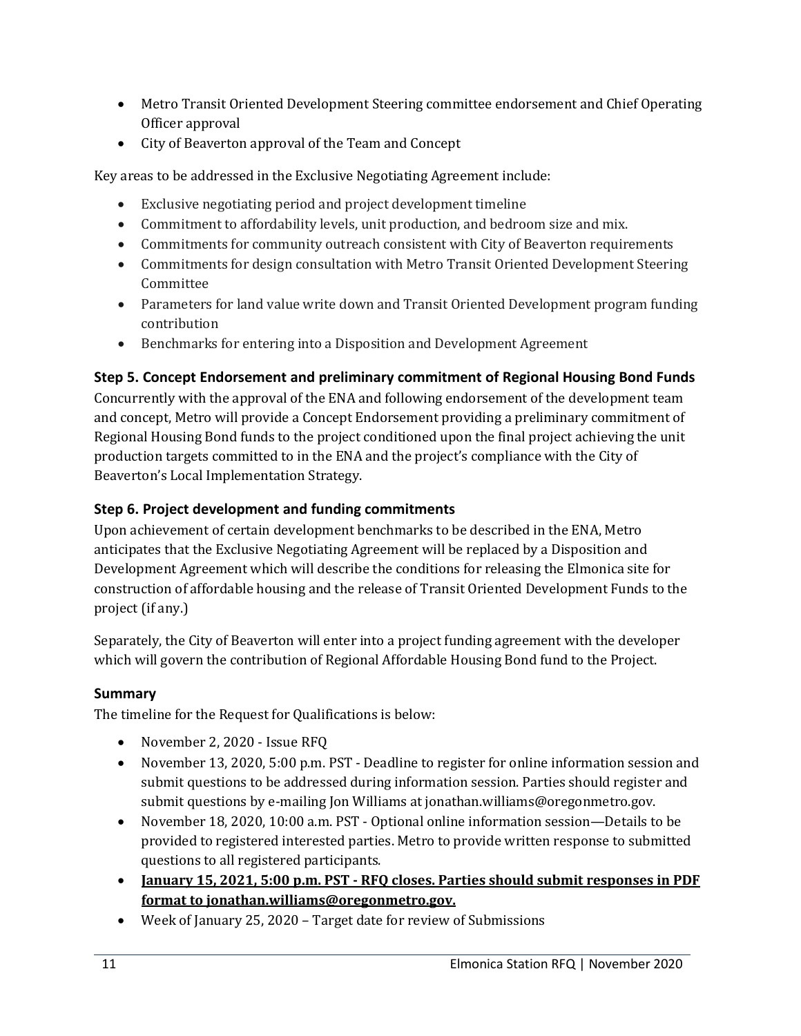- Metro Transit Oriented Development Steering committee endorsement and Chief Operating Officer approval
- City of Beaverton approval of the Team and Concept

Key areas to be addressed in the Exclusive Negotiating Agreement include:

- Exclusive negotiating period and project development timeline
- Commitment to affordability levels, unit production, and bedroom size and mix.
- Commitments for community outreach consistent with City of Beaverton requirements
- Commitments for design consultation with Metro Transit Oriented Development Steering Committee
- Parameters for land value write down and Transit Oriented Development program funding contribution
- Benchmarks for entering into a Disposition and Development Agreement

### Step 5. Concept Endorsement and preliminary commitment of Regional Housing Bond Funds

Concurrently with the approval of the ENA and following endorsement of the development team and concept, Metro will provide a Concept Endorsement providing a preliminary commitment of Regional Housing Bond funds to the project conditioned upon the final project achieving the unit production targets committed to in the ENA and the project's compliance with the City of Beaverton's Local Implementation Strategy.

### Step 6. Project development and funding commitments

Upon achievement of certain development benchmarks to be described in the ENA, Metro anticipates that the Exclusive Negotiating Agreement will be replaced by a Disposition and Development Agreement which will describe the conditions for releasing the Elmonica site for construction of affordable housing and the release of Transit Oriented Development Funds to the project (if any.)

Separately, the City of Beaverton will enter into a project funding agreement with the developer which will govern the contribution of Regional Affordable Housing Bond fund to the Project.

### Summary

The timeline for the Request for Qualifications is below:

- November 2, 2020 - Issue RFQ
- November 13, 2020, 5:00 p.m. PST - Deadline to register for online information session and submit questions to be addressed during information session. Parties should register and submit questions by e-mailing Jon Williams at jonathan.williams@oregonmetro.gov.
- November 18, 2020, 10:00 a.m. PST - Optional online information session—Details to be provided to registered interested parties. Metro to provide written response to submitted questions to all registered participants.
- **January 15, 2021, 5:00 p.m. PST - RFQ closes. Parties should submit responses in PDF format to jonathan.williams@oregonmetro.gov.**
- Week of January 25, 2020 – Target date for review of Submissions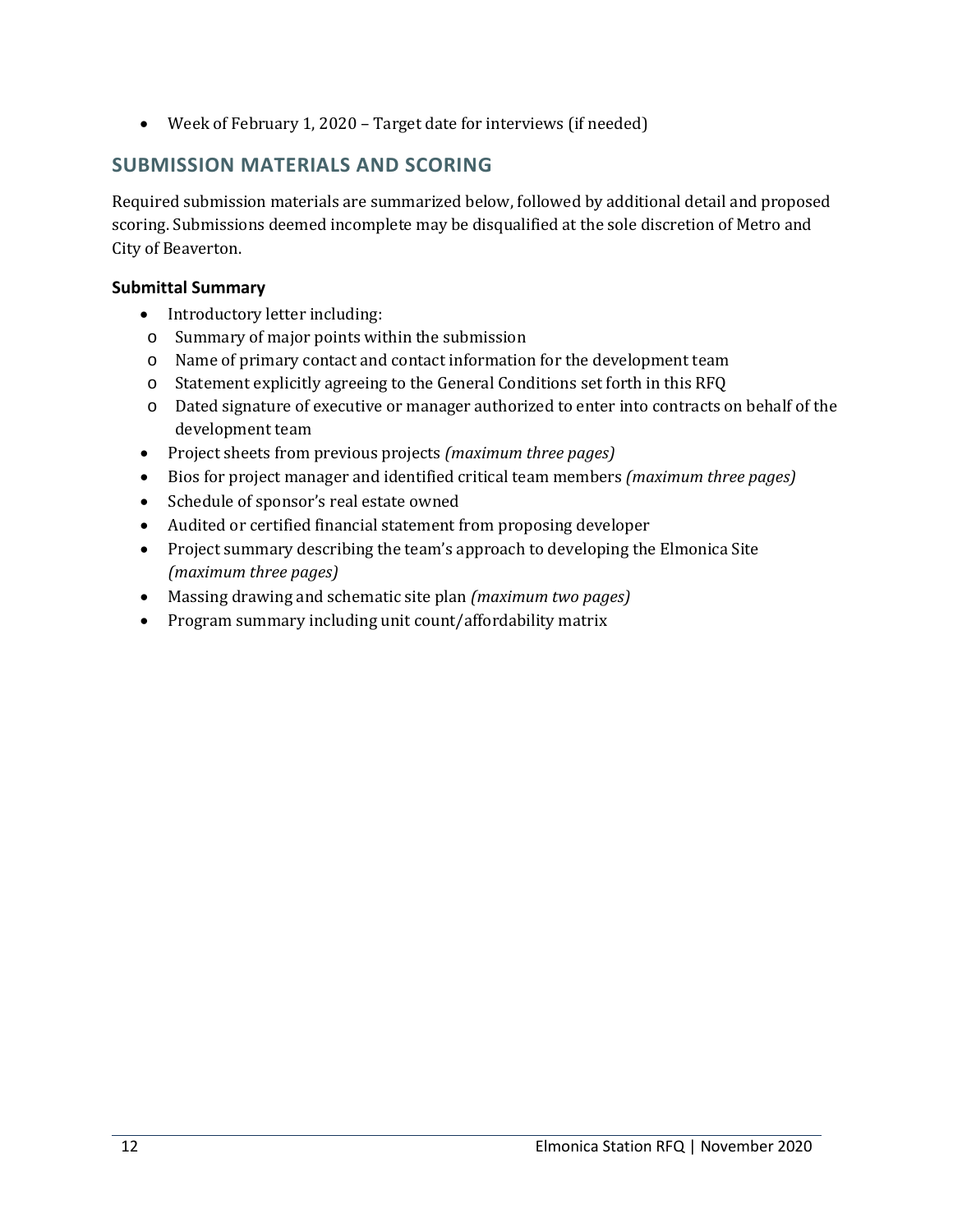- Week of February 1, 2020 – Target date for interviews (if needed)

## SUBMISSION MATERIALS AND SCORING

Required submission materials are summarized below, followed by additional detail and proposed scoring. Submissions deemed incomplete may be disqualified at the sole discretion of Metro and City of Beaverton.

### Submittal Summary

- Introductory letter including:
  - Summary of major points within the submission
  - Name of primary contact and contact information for the development team
  - Statement explicitly agreeing to the General Conditions set forth in this RFQ
  - Dated signature of executive or manager authorized to enter into contracts on behalf of the development team
- Project sheets from previous projects *(maximum three pages)*
- Bios for project manager and identified critical team members *(maximum three pages)*
- Schedule of sponsor's real estate owned
- Audited or certified financial statement from proposing developer
- Project summary describing the team's approach to developing the Elmonica Site *(maximum three pages)*
- Massing drawing and schematic site plan *(maximum two pages)*
- Program summary including unit count/affordability matrix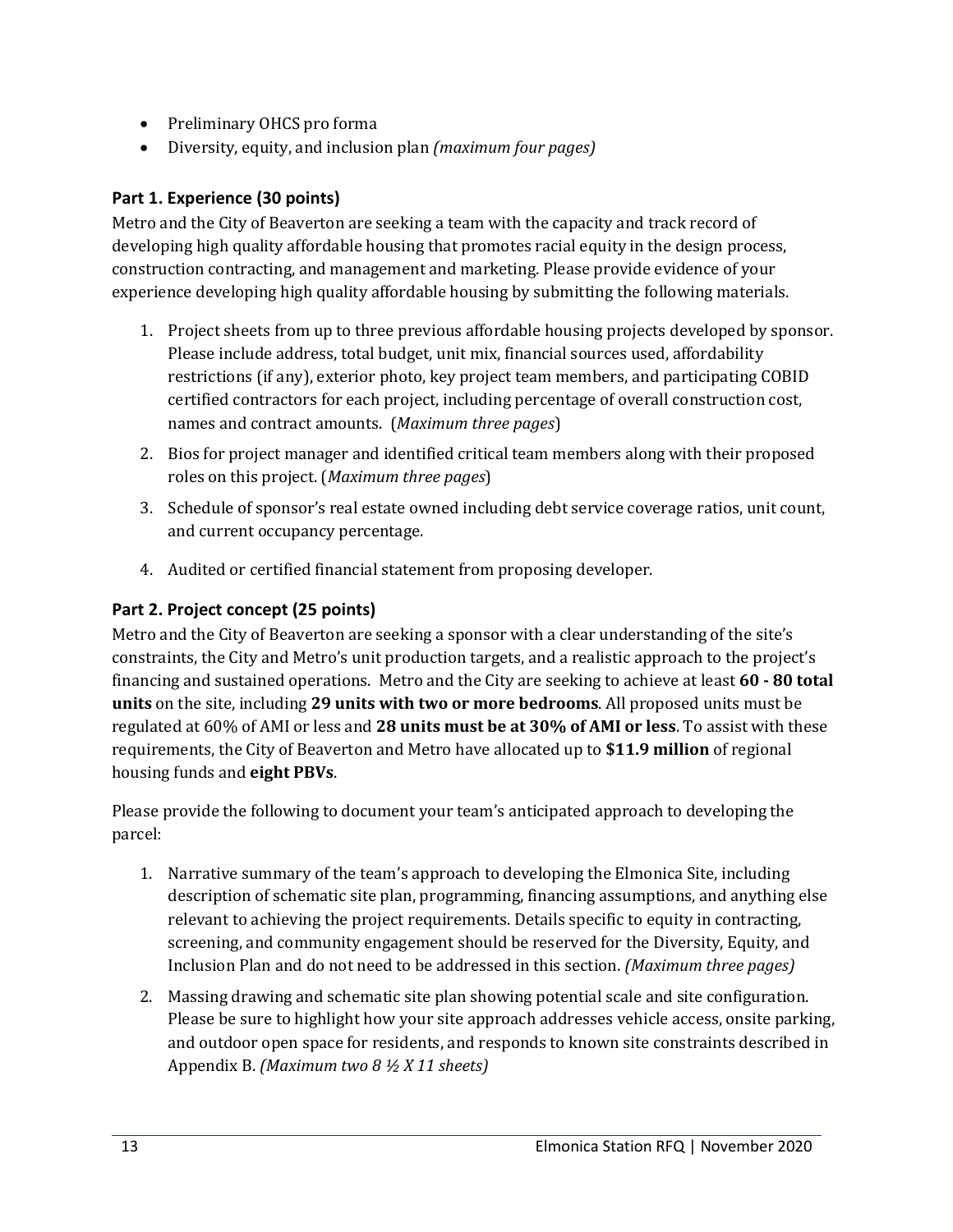- Preliminary OHCS pro forma
- Diversity, equity, and inclusion plan *(maximum four pages)*

### Part 1. Experience (30 points)

Metro and the City of Beaverton are seeking a team with the capacity and track record of developing high quality affordable housing that promotes racial equity in the design process, construction contracting, and management and marketing. Please provide evidence of your experience developing high quality affordable housing by submitting the following materials.

1. Project sheets from up to three previous affordable housing projects developed by sponsor. Please include address, total budget, unit mix, financial sources used, affordability restrictions (if any), exterior photo, key project team members, and participating COBID certified contractors for each project, including percentage of overall construction cost, names and contract amounts. (*Maximum three pages*)
2. Bios for project manager and identified critical team members along with their proposed roles on this project. (*Maximum three pages*)
3. Schedule of sponsor's real estate owned including debt service coverage ratios, unit count, and current occupancy percentage.
4. Audited or certified financial statement from proposing developer.

### Part 2. Project concept (25 points)

Metro and the City of Beaverton are seeking a sponsor with a clear understanding of the site's constraints, the City and Metro's unit production targets, and a realistic approach to the project's financing and sustained operations. Metro and the City are seeking to achieve at least **60 - 80 total units** on the site, including **29 units with two or more bedrooms**. All proposed units must be regulated at 60% of AMI or less and **28 units must be at 30% of AMI or less**. To assist with these requirements, the City of Beaverton and Metro have allocated up to **$11.9 million** of regional housing funds and **eight PBVs**.

Please provide the following to document your team's anticipated approach to developing the parcel:

1. Narrative summary of the team's approach to developing the Elmonica Site, including description of schematic site plan, programming, financing assumptions, and anything else relevant to achieving the project requirements. Details specific to equity in contracting, screening, and community engagement should be reserved for the Diversity, Equity, and Inclusion Plan and do not need to be addressed in this section. *(Maximum three pages)*
2. Massing drawing and schematic site plan showing potential scale and site configuration. Please be sure to highlight how your site approach addresses vehicle access, onsite parking, and outdoor open space for residents, and responds to known site constraints described in Appendix B. *(Maximum two 8 ½ X 11 sheets)*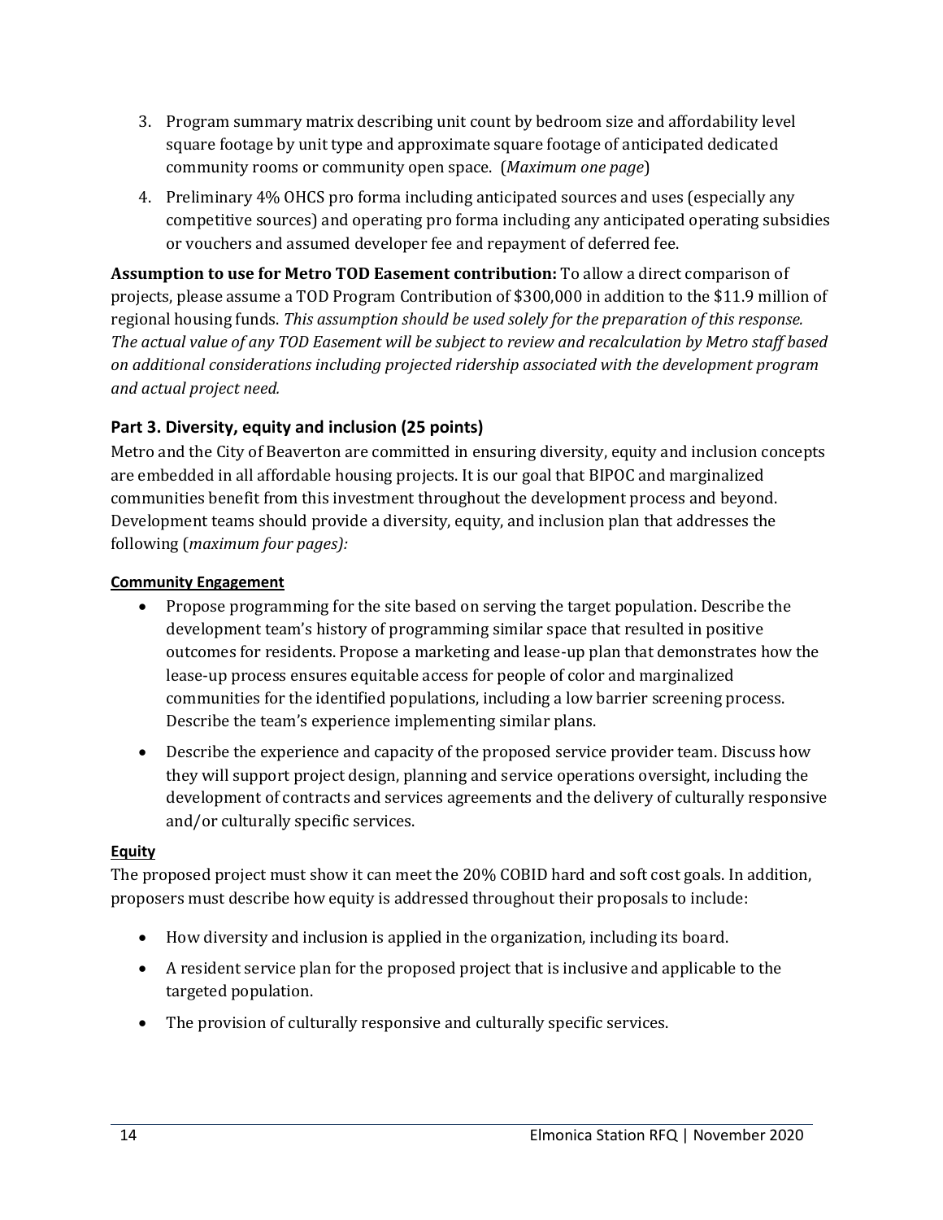3. Program summary matrix describing unit count by bedroom size and affordability level square footage by unit type and approximate square footage of anticipated dedicated community rooms or community open space. (*Maximum one page*)
4. Preliminary 4% OHCS pro forma including anticipated sources and uses (especially any competitive sources) and operating pro forma including any anticipated operating subsidies or vouchers and assumed developer fee and repayment of deferred fee.

**Assumption to use for Metro TOD Easement contribution:** To allow a direct comparison of projects, please assume a TOD Program Contribution of $300,000 in addition to the $11.9 million of regional housing funds. *This assumption should be used solely for the preparation of this response. The actual value of any TOD Easement will be subject to review and recalculation by Metro staff based on additional considerations including projected ridership associated with the development program and actual project need.*

### Part 3. Diversity, equity and inclusion (25 points)

Metro and the City of Beaverton are committed in ensuring diversity, equity and inclusion concepts are embedded in all affordable housing projects. It is our goal that BIPOC and marginalized communities benefit from this investment throughout the development process and beyond. Development teams should provide a diversity, equity, and inclusion plan that addresses the following (*maximum four pages):*

**Community Engagement**

- Propose programming for the site based on serving the target population. Describe the development team's history of programming similar space that resulted in positive outcomes for residents. Propose a marketing and lease-up plan that demonstrates how the lease-up process ensures equitable access for people of color and marginalized communities for the identified populations, including a low barrier screening process. Describe the team's experience implementing similar plans.
- Describe the experience and capacity of the proposed service provider team. Discuss how they will support project design, planning and service operations oversight, including the development of contracts and services agreements and the delivery of culturally responsive and/or culturally specific services.

**Equity**

The proposed project must show it can meet the 20% COBID hard and soft cost goals. In addition, proposers must describe how equity is addressed throughout their proposals to include:

- How diversity and inclusion is applied in the organization, including its board.
- A resident service plan for the proposed project that is inclusive and applicable to the targeted population.
- The provision of culturally responsive and culturally specific services.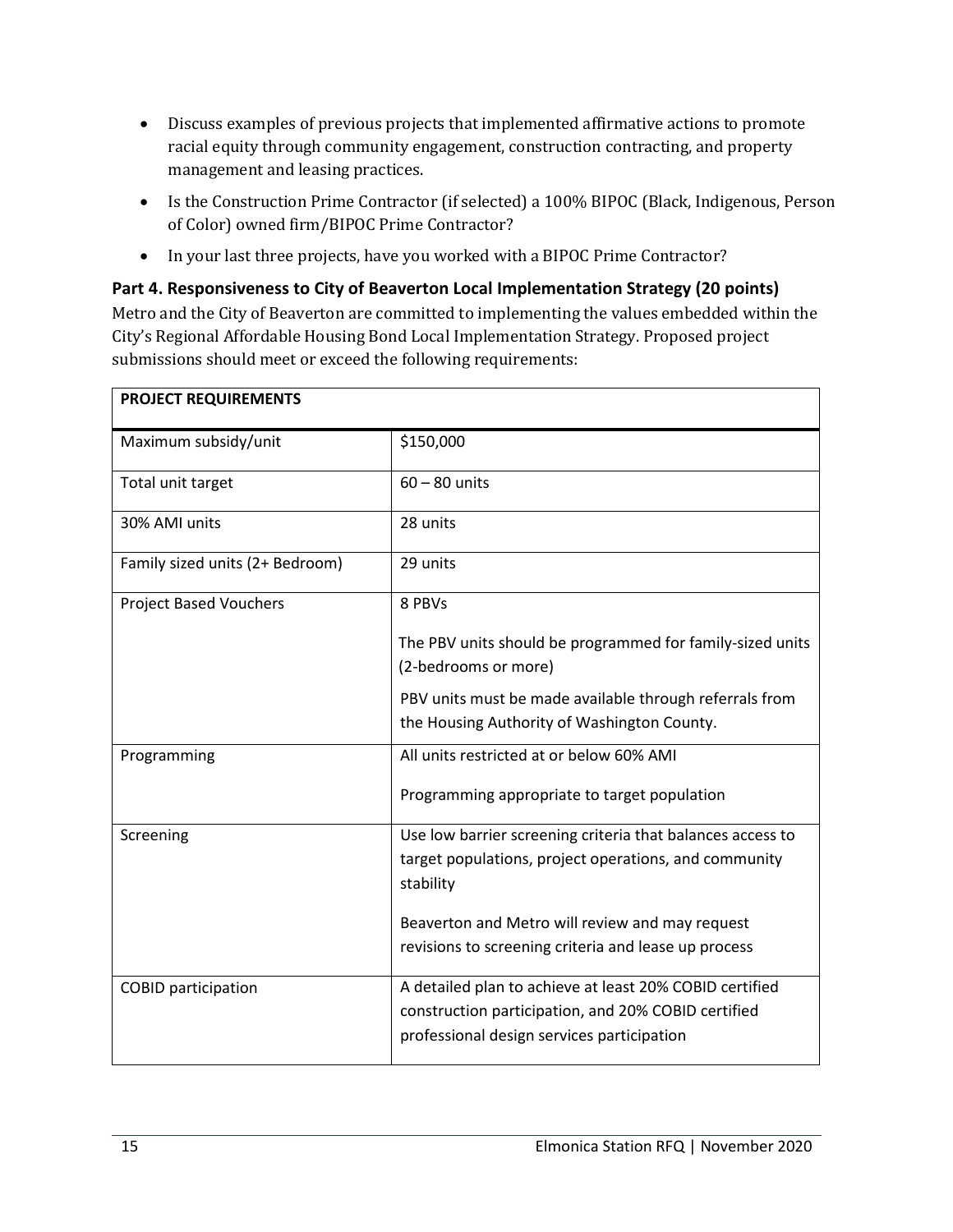- Discuss examples of previous projects that implemented affirmative actions to promote racial equity through community engagement, construction contracting, and property management and leasing practices.
- Is the Construction Prime Contractor (if selected) a 100% BIPOC (Black, Indigenous, Person of Color) owned firm/BIPOC Prime Contractor?
- In your last three projects, have you worked with a BIPOC Prime Contractor?

### Part 4. Responsiveness to City of Beaverton Local Implementation Strategy (20 points)

Metro and the City of Beaverton are committed to implementing the values embedded within the City's Regional Affordable Housing Bond Local Implementation Strategy. Proposed project submissions should meet or exceed the following requirements:

| **PROJECT REQUIREMENTS** | |
|---|---|
| Maximum subsidy/unit | $150,000 |
| Total unit target | 60 – 80 units |
| 30% AMI units | 28 units |
| Family sized units (2+ Bedroom) | 29 units |
| Project Based Vouchers | 8 PBVs<br><br>The PBV units should be programmed for family-sized units (2-bedrooms or more)<br><br>PBV units must be made available through referrals from the Housing Authority of Washington County. |
| Programming | All units restricted at or below 60% AMI<br><br>Programming appropriate to target population |
| Screening | Use low barrier screening criteria that balances access to target populations, project operations, and community stability<br><br>Beaverton and Metro will review and may request revisions to screening criteria and lease up process |
| COBID participation | A detailed plan to achieve at least 20% COBID certified construction participation, and 20% COBID certified professional design services participation |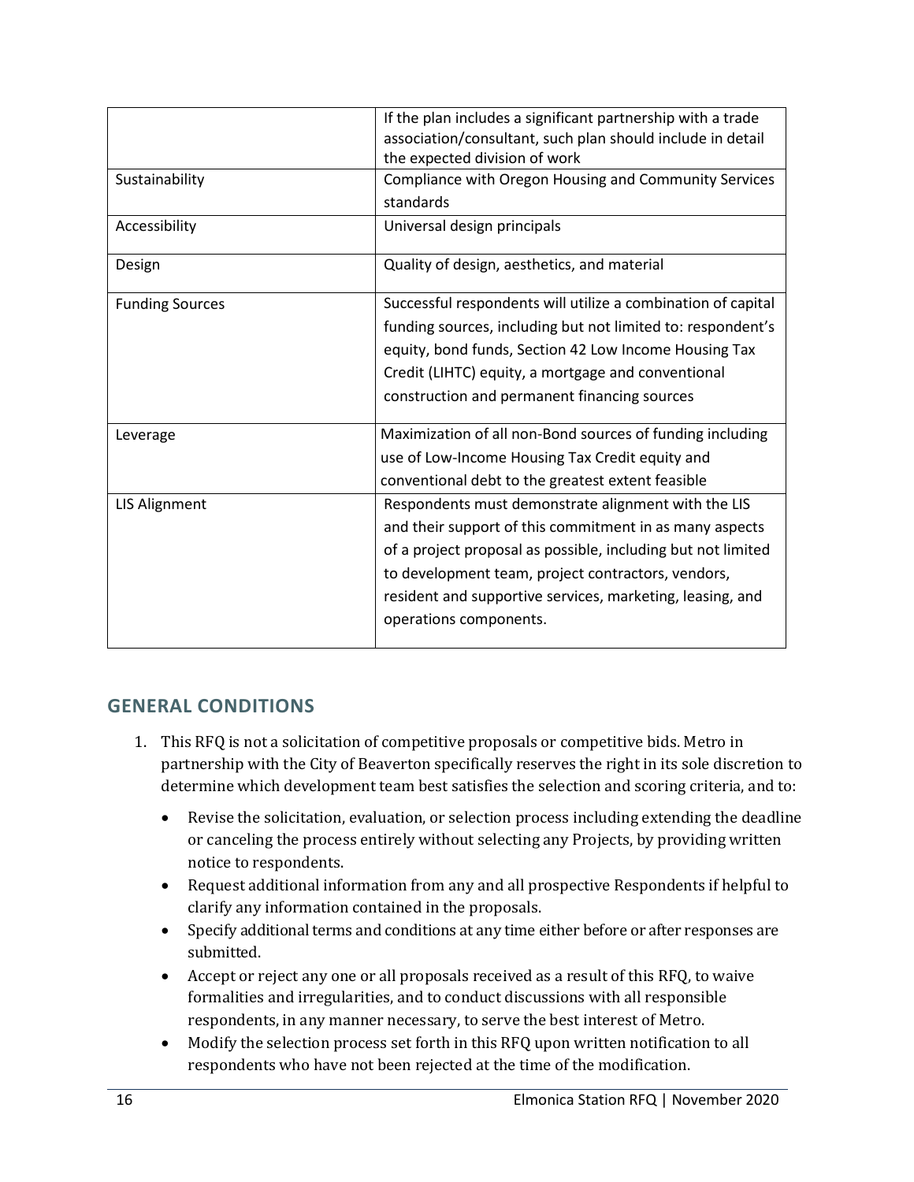| | |
|---|---|
| | If the plan includes a significant partnership with a trade association/consultant, such plan should include in detail the expected division of work |
| Sustainability | Compliance with Oregon Housing and Community Services standards |
| Accessibility | Universal design principals |
| Design | Quality of design, aesthetics, and material |
| Funding Sources | Successful respondents will utilize a combination of capital funding sources, including but not limited to: respondent's equity, bond funds, Section 42 Low Income Housing Tax Credit (LIHTC) equity, a mortgage and conventional construction and permanent financing sources |
| Leverage | Maximization of all non-Bond sources of funding including use of Low-Income Housing Tax Credit equity and conventional debt to the greatest extent feasible |
| LIS Alignment | Respondents must demonstrate alignment with the LIS and their support of this commitment in as many aspects of a project proposal as possible, including but not limited to development team, project contractors, vendors, resident and supportive services, marketing, leasing, and operations components. |

## GENERAL CONDITIONS

1. This RFQ is not a solicitation of competitive proposals or competitive bids. Metro in partnership with the City of Beaverton specifically reserves the right in its sole discretion to determine which development team best satisfies the selection and scoring criteria, and to:
   - Revise the solicitation, evaluation, or selection process including extending the deadline or canceling the process entirely without selecting any Projects, by providing written notice to respondents.
   - Request additional information from any and all prospective Respondents if helpful to clarify any information contained in the proposals.
   - Specify additional terms and conditions at any time either before or after responses are submitted.
   - Accept or reject any one or all proposals received as a result of this RFQ, to waive formalities and irregularities, and to conduct discussions with all responsible respondents, in any manner necessary, to serve the best interest of Metro.
   - Modify the selection process set forth in this RFQ upon written notification to all respondents who have not been rejected at the time of the modification.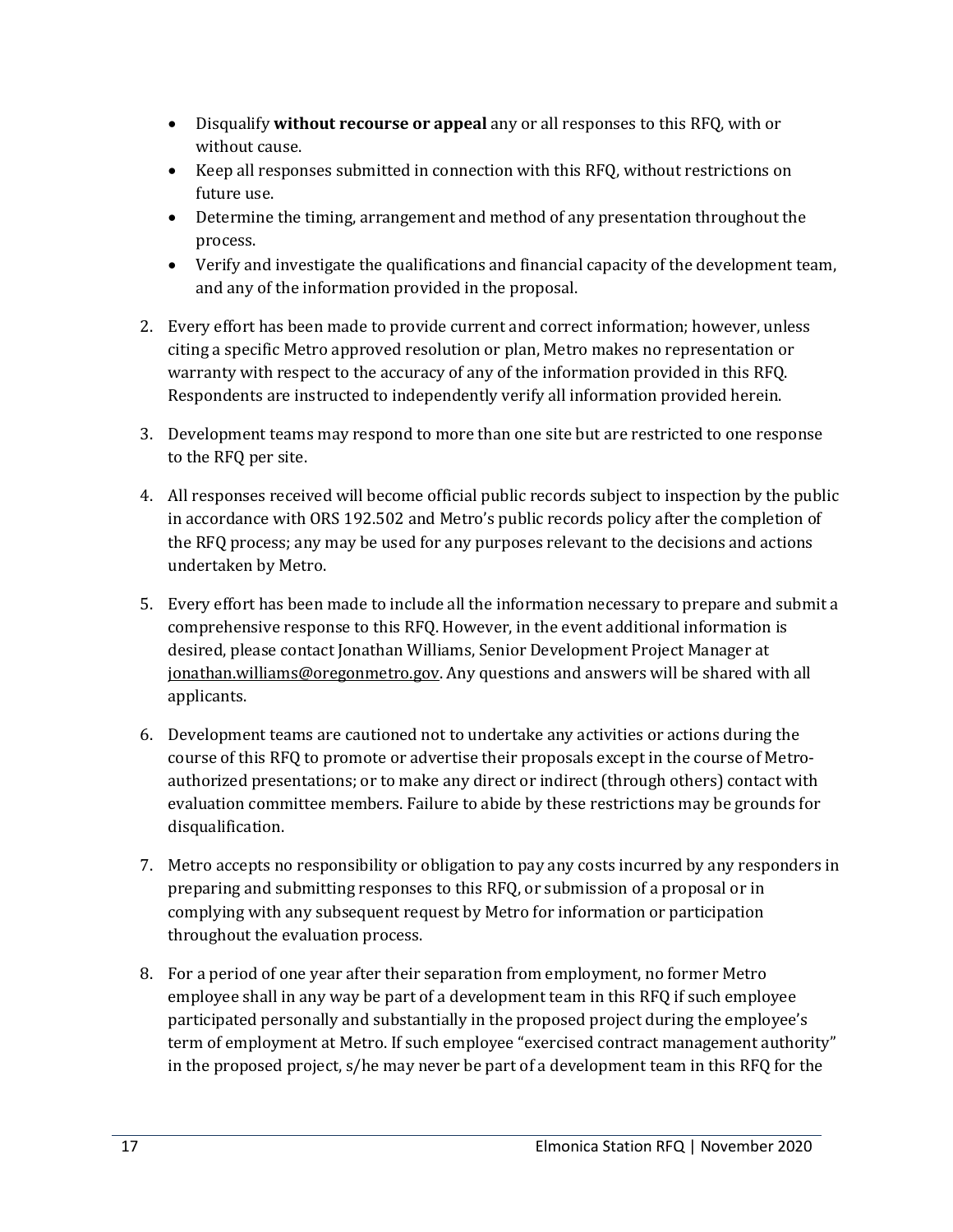- Disqualify **without recourse or appeal** any or all responses to this RFQ, with or without cause.
- Keep all responses submitted in connection with this RFQ, without restrictions on future use.
- Determine the timing, arrangement and method of any presentation throughout the process.
- Verify and investigate the qualifications and financial capacity of the development team, and any of the information provided in the proposal.

2. Every effort has been made to provide current and correct information; however, unless citing a specific Metro approved resolution or plan, Metro makes no representation or warranty with respect to the accuracy of any of the information provided in this RFQ. Respondents are instructed to independently verify all information provided herein.

3. Development teams may respond to more than one site but are restricted to one response to the RFQ per site.

4. All responses received will become official public records subject to inspection by the public in accordance with ORS 192.502 and Metro's public records policy after the completion of the RFQ process; any may be used for any purposes relevant to the decisions and actions undertaken by Metro.

5. Every effort has been made to include all the information necessary to prepare and submit a comprehensive response to this RFQ. However, in the event additional information is desired, please contact Jonathan Williams, Senior Development Project Manager at jonathan.williams@oregonmetro.gov. Any questions and answers will be shared with all applicants.

6. Development teams are cautioned not to undertake any activities or actions during the course of this RFQ to promote or advertise their proposals except in the course of Metro-authorized presentations; or to make any direct or indirect (through others) contact with evaluation committee members. Failure to abide by these restrictions may be grounds for disqualification.

7. Metro accepts no responsibility or obligation to pay any costs incurred by any responders in preparing and submitting responses to this RFQ, or submission of a proposal or in complying with any subsequent request by Metro for information or participation throughout the evaluation process.

8. For a period of one year after their separation from employment, no former Metro employee shall in any way be part of a development team in this RFQ if such employee participated personally and substantially in the proposed project during the employee's term of employment at Metro. If such employee "exercised contract management authority" in the proposed project, s/he may never be part of a development team in this RFQ for the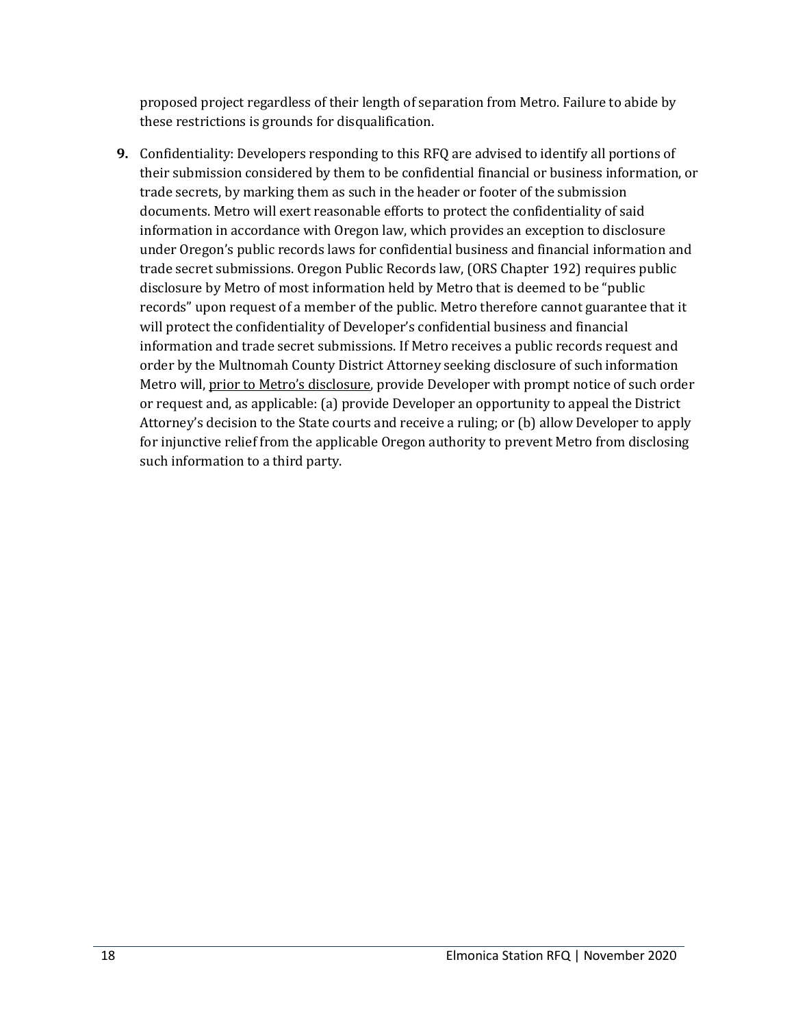proposed project regardless of their length of separation from Metro. Failure to abide by these restrictions is grounds for disqualification.

**9.** Confidentiality: Developers responding to this RFQ are advised to identify all portions of their submission considered by them to be confidential financial or business information, or trade secrets, by marking them as such in the header or footer of the submission documents. Metro will exert reasonable efforts to protect the confidentiality of said information in accordance with Oregon law, which provides an exception to disclosure under Oregon's public records laws for confidential business and financial information and trade secret submissions. Oregon Public Records law, (ORS Chapter 192) requires public disclosure by Metro of most information held by Metro that is deemed to be "public records" upon request of a member of the public. Metro therefore cannot guarantee that it will protect the confidentiality of Developer's confidential business and financial information and trade secret submissions. If Metro receives a public records request and order by the Multnomah County District Attorney seeking disclosure of such information Metro will, prior to Metro's disclosure, provide Developer with prompt notice of such order or request and, as applicable: (a) provide Developer an opportunity to appeal the District Attorney's decision to the State courts and receive a ruling; or (b) allow Developer to apply for injunctive relief from the applicable Oregon authority to prevent Metro from disclosing such information to a third party.